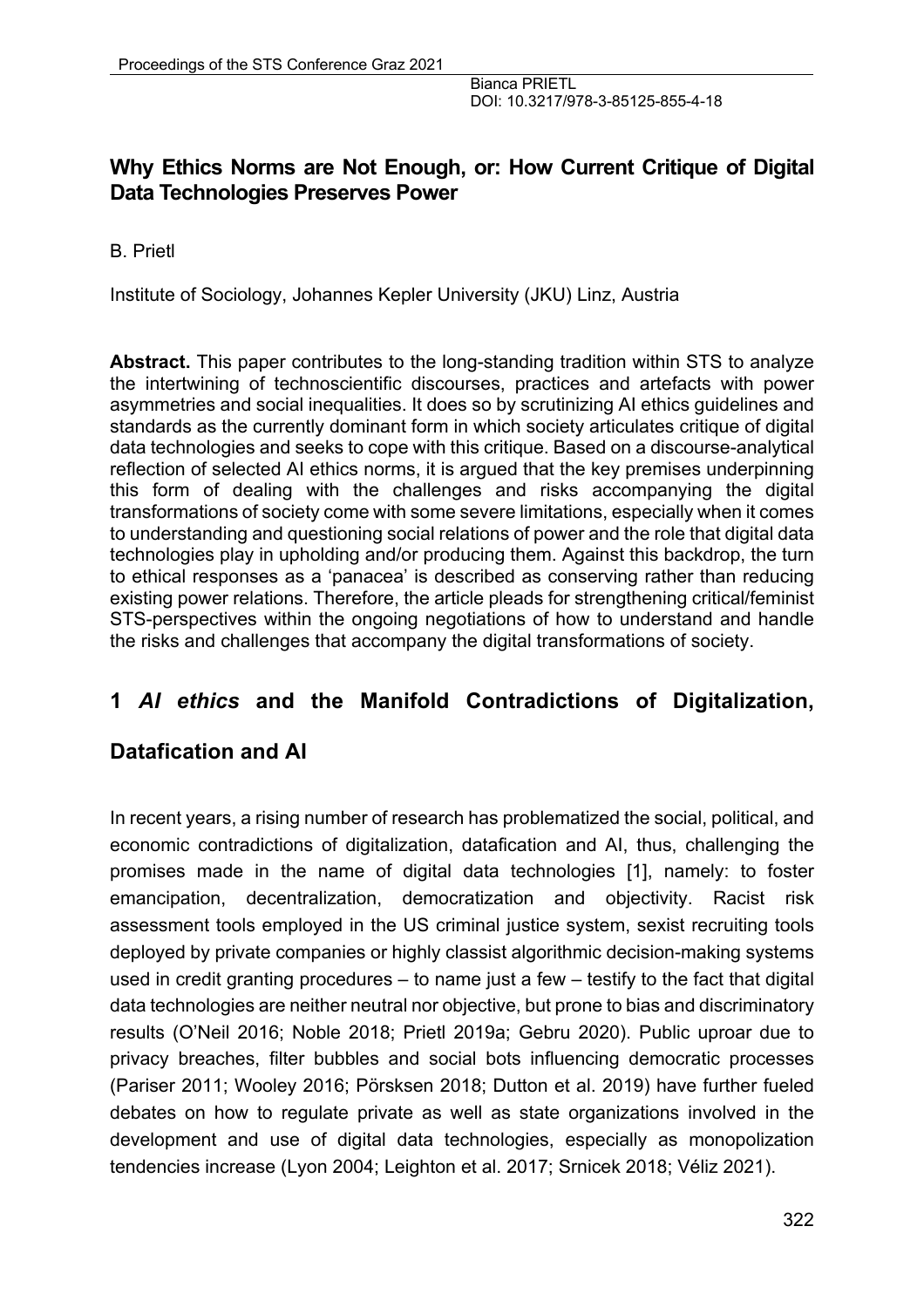# Why Ethics Norms are Not Enough, or: How Current Critique of Digital Data Technologies Preserves Power

B. Prietl

Institute of Sociology, Johannes Kepler University (JKU) Linz, Austria

**Abstract.** This paper contributes to the long-standing tradition within STS to analyze the intertwining of technoscientific discourses, practices and artefacts with power asymmetries and social inequalities. It does so by scrutinizing AI ethics guidelines and standards as the currently dominant form in which society articulates critique of digital data technologies and seeks to cope with this critique. Based on a discourse-analytical reflection of selected AI ethics norms, it is argued that the key premises underpinning this form of dealing with the challenges and risks accompanying the digital transformations of society come with some severe limitations, especially when it comes to understanding and questioning social relations of power and the role that digital data technologies play in upholding and/or producing them. Against this backdrop, the turn to ethical responses as a 'panacea' is described as conserving rather than reducing existing power relations. Therefore, the article pleads for strengthening critical/feminist STS-perspectives within the ongoing negotiations of how to understand and handle the risks and challenges that accompany the digital transformations of society.

## 1 *AI ethics* and the Manifold Contradictions of Digitalization, Datafication and AI

In recent years, a rising number of research has problematized the social, political, and economic contradictions of digitalization, datafication and AI, thus, challenging the promises made in the name of digital data technologies [1], namely: to foster emancipation, decentralization, democratization and objectivity. Racist risk assessment tools employed in the US criminal justice system, sexist recruiting tools deployed by private companies or highly classist algorithmic decision-making systems used in credit granting procedures – to name just a few – testify to the fact that digital data technologies are neither neutral nor objective, but prone to bias and discriminatory results (O'Neil 2016; Noble 2018; Prietl 2019a; Gebru 2020). Public uproar due to privacy breaches, filter bubbles and social bots influencing democratic processes (Pariser 2011; Wooley 2016; Pörsksen 2018; Dutton et al. 2019) have further fueled debates on how to regulate private as well as state organizations involved in the development and use of digital data technologies, especially as monopolization tendencies increase (Lyon 2004; Leighton et al. 2017; Srnicek 2018; Véliz 2021).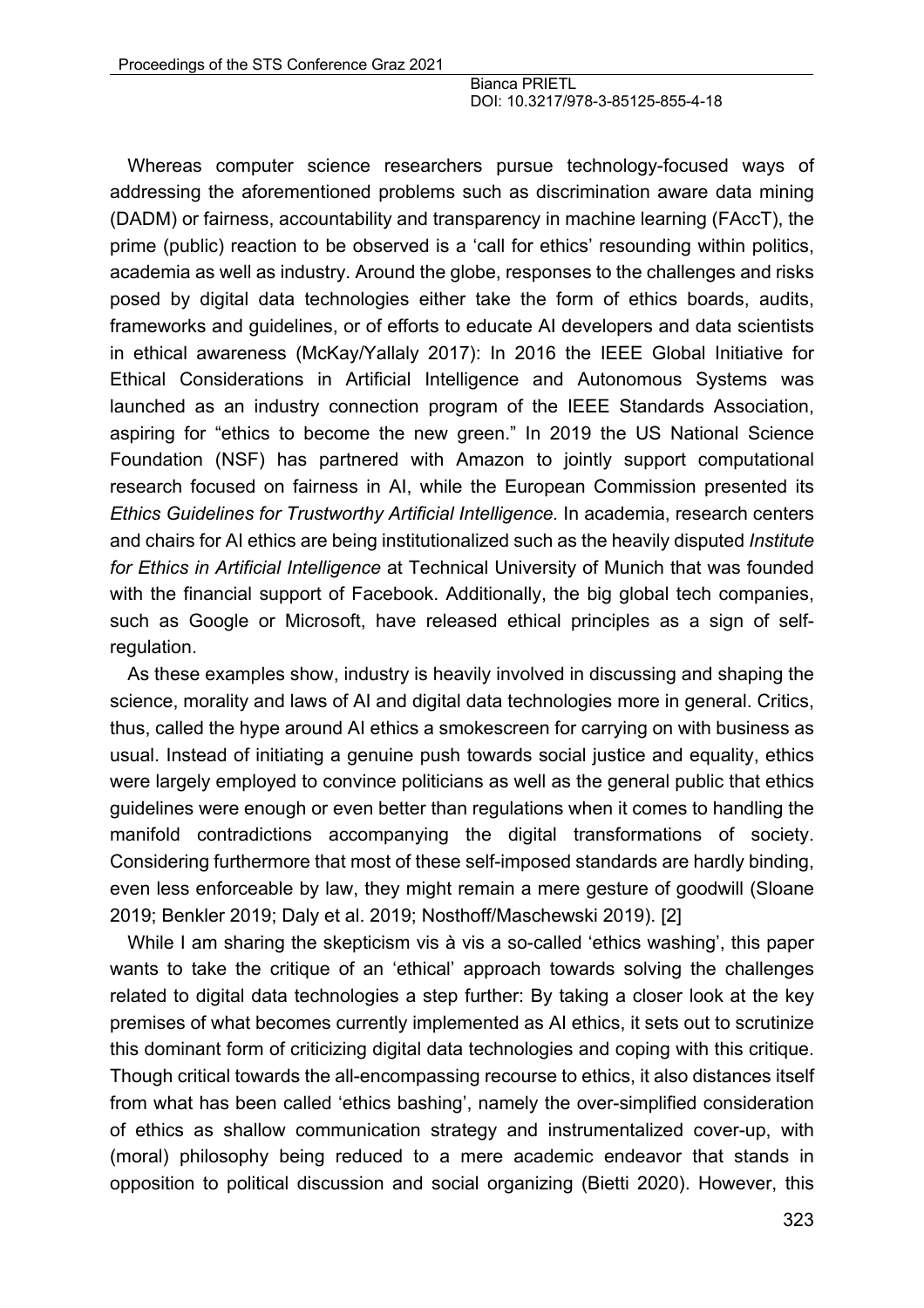Whereas computer science researchers pursue technology-focused ways of addressing the aforementioned problems such as discrimination aware data mining (DADM) or fairness, accountability and transparency in machine learning (FAccT), the prime (public) reaction to be observed is a 'call for ethics' resounding within politics, academia as well as industry. Around the globe, responses to the challenges and risks posed by digital data technologies either take the form of ethics boards, audits, frameworks and guidelines, or of efforts to educate AI developers and data scientists in ethical awareness (McKay/Yallaly 2017): In 2016 the IEEE Global Initiative for Ethical Considerations in Artificial Intelligence and Autonomous Systems was launched as an industry connection program of the IEEE Standards Association, aspiring for "ethics to become the new green." In 2019 the US National Science Foundation (NSF) has partnered with Amazon to jointly support computational research focused on fairness in AI, while the European Commission presented its *Ethics Guidelines for Trustworthy Artificial Intelligence.* In academia, research centers and chairs for AI ethics are being institutionalized such as the heavily disputed *Institute for Ethics in Artificial Intelligence* at Technical University of Munich that was founded with the financial support of Facebook. Additionally, the big global tech companies, such as Google or Microsoft, have released ethical principles as a sign of self-regulation.

As these examples show, industry is heavily involved in discussing and shaping the science, morality and laws of AI and digital data technologies more in general. Critics, thus, called the hype around AI ethics a smokescreen for carrying on with business as usual. Instead of initiating a genuine push towards social justice and equality, ethics were largely employed to convince politicians as well as the general public that ethics guidelines were enough or even better than regulations when it comes to handling the manifold contradictions accompanying the digital transformations of society. Considering furthermore that most of these self-imposed standards are hardly binding, even less enforceable by law, they might remain a mere gesture of goodwill (Sloane 2019; Benkler 2019; Daly et al. 2019; Nosthoff/Maschewski 2019). [2]

While I am sharing the skepticism vis à vis a so-called 'ethics washing', this paper wants to take the critique of an 'ethical' approach towards solving the challenges related to digital data technologies a step further: By taking a closer look at the key premises of what becomes currently implemented as AI ethics, it sets out to scrutinize this dominant form of criticizing digital data technologies and coping with this critique. Though critical towards the all-encompassing recourse to ethics, it also distances itself from what has been called 'ethics bashing', namely the over-simplified consideration of ethics as shallow communication strategy and instrumentalized cover-up, with (moral) philosophy being reduced to a mere academic endeavor that stands in opposition to political discussion and social organizing (Bietti 2020). However, this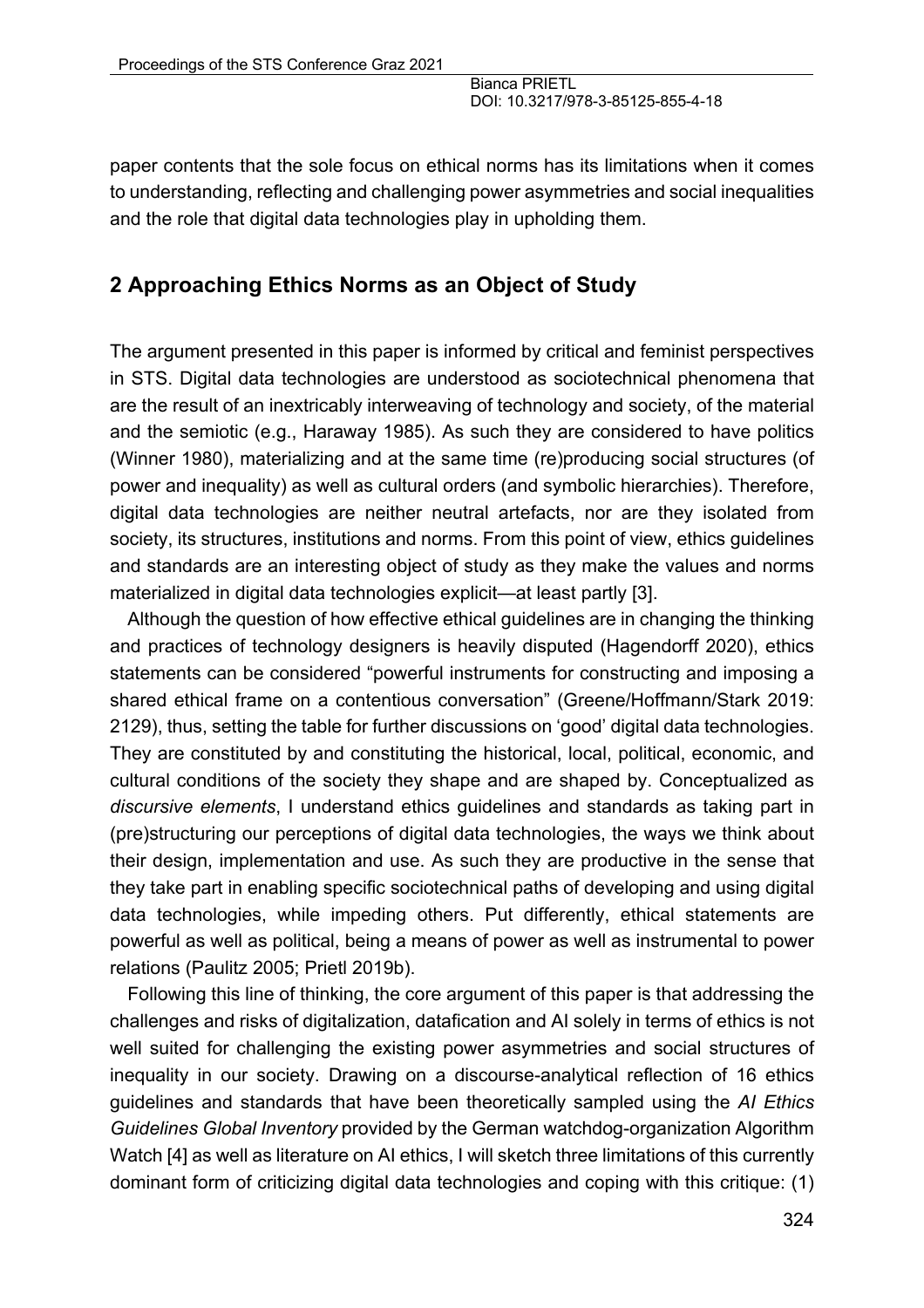paper contents that the sole focus on ethical norms has its limitations when it comes to understanding, reflecting and challenging power asymmetries and social inequalities and the role that digital data technologies play in upholding them.

## 2 Approaching Ethics Norms as an Object of Study

The argument presented in this paper is informed by critical and feminist perspectives in STS. Digital data technologies are understood as sociotechnical phenomena that are the result of an inextricably interweaving of technology and society, of the material and the semiotic (e.g., Haraway 1985). As such they are considered to have politics (Winner 1980), materializing and at the same time (re)producing social structures (of power and inequality) as well as cultural orders (and symbolic hierarchies). Therefore, digital data technologies are neither neutral artefacts, nor are they isolated from society, its structures, institutions and norms. From this point of view, ethics guidelines and standards are an interesting object of study as they make the values and norms materialized in digital data technologies explicit—at least partly [3].

Although the question of how effective ethical guidelines are in changing the thinking and practices of technology designers is heavily disputed (Hagendorff 2020), ethics statements can be considered "powerful instruments for constructing and imposing a shared ethical frame on a contentious conversation" (Greene/Hoffmann/Stark 2019: 2129), thus, setting the table for further discussions on 'good' digital data technologies. They are constituted by and constituting the historical, local, political, economic, and cultural conditions of the society they shape and are shaped by. Conceptualized as *discursive elements*, I understand ethics guidelines and standards as taking part in (pre)structuring our perceptions of digital data technologies, the ways we think about their design, implementation and use. As such they are productive in the sense that they take part in enabling specific sociotechnical paths of developing and using digital data technologies, while impeding others. Put differently, ethical statements are powerful as well as political, being a means of power as well as instrumental to power relations (Paulitz 2005; Prietl 2019b).

Following this line of thinking, the core argument of this paper is that addressing the challenges and risks of digitalization, datafication and AI solely in terms of ethics is not well suited for challenging the existing power asymmetries and social structures of inequality in our society. Drawing on a discourse-analytical reflection of 16 ethics guidelines and standards that have been theoretically sampled using the *AI Ethics Guidelines Global Inventory* provided by the German watchdog-organization Algorithm Watch [4] as well as literature on AI ethics, I will sketch three limitations of this currently dominant form of criticizing digital data technologies and coping with this critique: (1)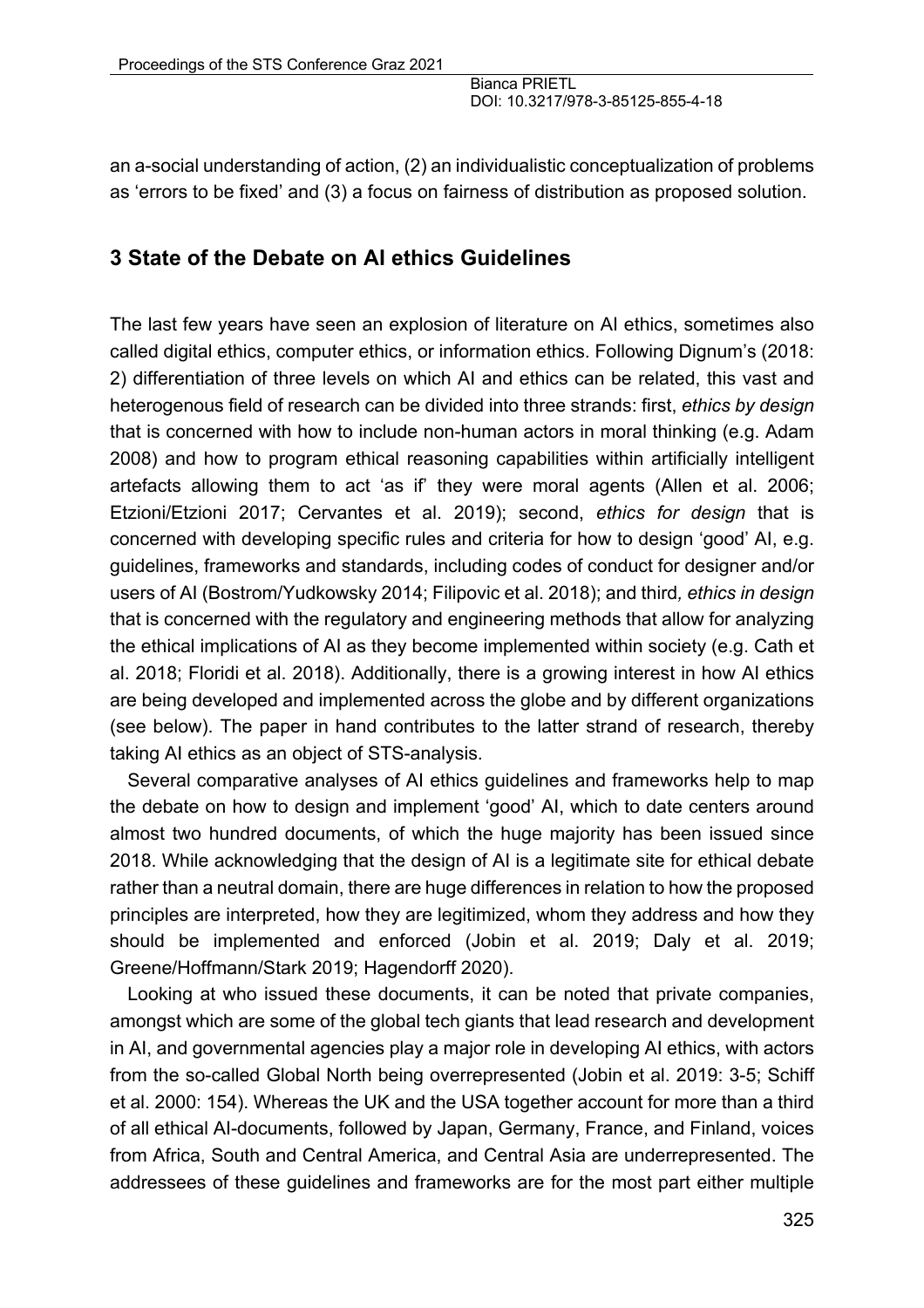an a-social understanding of action, (2) an individualistic conceptualization of problems as 'errors to be fixed' and (3) a focus on fairness of distribution as proposed solution.

## 3 State of the Debate on AI ethics Guidelines

The last few years have seen an explosion of literature on AI ethics, sometimes also called digital ethics, computer ethics, or information ethics. Following Dignum's (2018: 2) differentiation of three levels on which AI and ethics can be related, this vast and heterogenous field of research can be divided into three strands: first, *ethics by design* that is concerned with how to include non-human actors in moral thinking (e.g. Adam 2008) and how to program ethical reasoning capabilities within artificially intelligent artefacts allowing them to act 'as if' they were moral agents (Allen et al. 2006; Etzioni/Etzioni 2017; Cervantes et al. 2019); second, *ethics for design* that is concerned with developing specific rules and criteria for how to design 'good' AI, e.g. guidelines, frameworks and standards, including codes of conduct for designer and/or users of AI (Bostrom/Yudkowsky 2014; Filipovic et al. 2018); and third*, ethics in design* that is concerned with the regulatory and engineering methods that allow for analyzing the ethical implications of AI as they become implemented within society (e.g. Cath et al. 2018; Floridi et al. 2018). Additionally, there is a growing interest in how AI ethics are being developed and implemented across the globe and by different organizations (see below). The paper in hand contributes to the latter strand of research, thereby taking AI ethics as an object of STS-analysis.

Several comparative analyses of AI ethics guidelines and frameworks help to map the debate on how to design and implement 'good' AI, which to date centers around almost two hundred documents, of which the huge majority has been issued since 2018. While acknowledging that the design of AI is a legitimate site for ethical debate rather than a neutral domain, there are huge differences in relation to how the proposed principles are interpreted, how they are legitimized, whom they address and how they should be implemented and enforced (Jobin et al. 2019; Daly et al. 2019; Greene/Hoffmann/Stark 2019; Hagendorff 2020).

Looking at who issued these documents, it can be noted that private companies, amongst which are some of the global tech giants that lead research and development in AI, and governmental agencies play a major role in developing AI ethics, with actors from the so-called Global North being overrepresented (Jobin et al. 2019: 3-5; Schiff et al. 2000: 154). Whereas the UK and the USA together account for more than a third of all ethical AI-documents, followed by Japan, Germany, France, and Finland, voices from Africa, South and Central America, and Central Asia are underrepresented. The addressees of these guidelines and frameworks are for the most part either multiple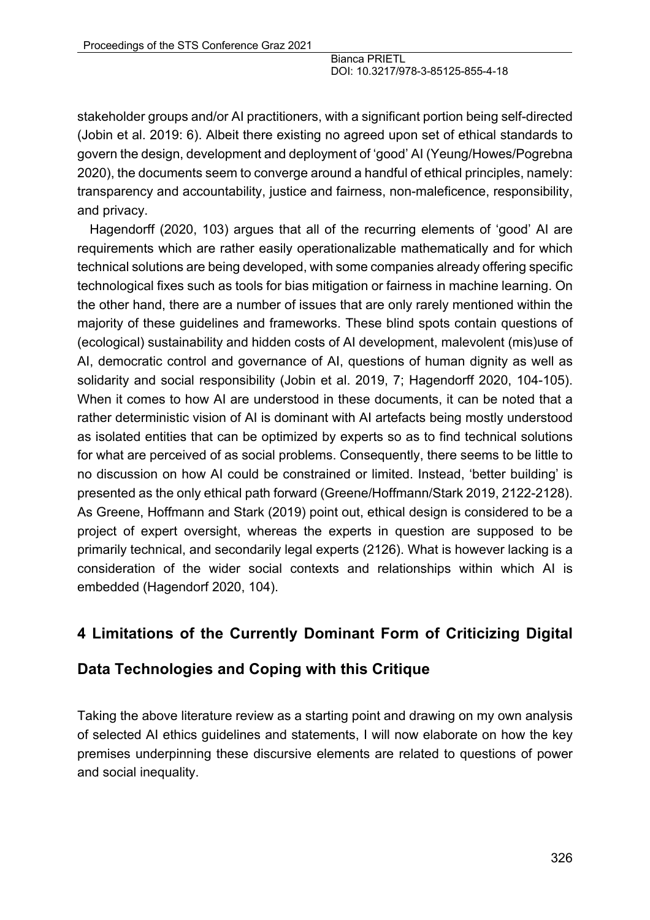stakeholder groups and/or AI practitioners, with a significant portion being self-directed (Jobin et al. 2019: 6). Albeit there existing no agreed upon set of ethical standards to govern the design, development and deployment of 'good' AI (Yeung/Howes/Pogrebna 2020), the documents seem to converge around a handful of ethical principles, namely: transparency and accountability, justice and fairness, non-maleficence, responsibility, and privacy.

Hagendorff (2020, 103) argues that all of the recurring elements of 'good' AI are requirements which are rather easily operationalizable mathematically and for which technical solutions are being developed, with some companies already offering specific technological fixes such as tools for bias mitigation or fairness in machine learning. On the other hand, there are a number of issues that are only rarely mentioned within the majority of these guidelines and frameworks. These blind spots contain questions of (ecological) sustainability and hidden costs of AI development, malevolent (mis)use of AI, democratic control and governance of AI, questions of human dignity as well as solidarity and social responsibility (Jobin et al. 2019, 7; Hagendorff 2020, 104-105). When it comes to how AI are understood in these documents, it can be noted that a rather deterministic vision of AI is dominant with AI artefacts being mostly understood as isolated entities that can be optimized by experts so as to find technical solutions for what are perceived of as social problems. Consequently, there seems to be little to no discussion on how AI could be constrained or limited. Instead, 'better building' is presented as the only ethical path forward (Greene/Hoffmann/Stark 2019, 2122-2128). As Greene, Hoffmann and Stark (2019) point out, ethical design is considered to be a project of expert oversight, whereas the experts in question are supposed to be primarily technical, and secondarily legal experts (2126). What is however lacking is a consideration of the wider social contexts and relationships within which AI is embedded (Hagendorf 2020, 104).

## 4 Limitations of the Currently Dominant Form of Criticizing Digital Data Technologies and Coping with this Critique

Taking the above literature review as a starting point and drawing on my own analysis of selected AI ethics guidelines and statements, I will now elaborate on how the key premises underpinning these discursive elements are related to questions of power and social inequality.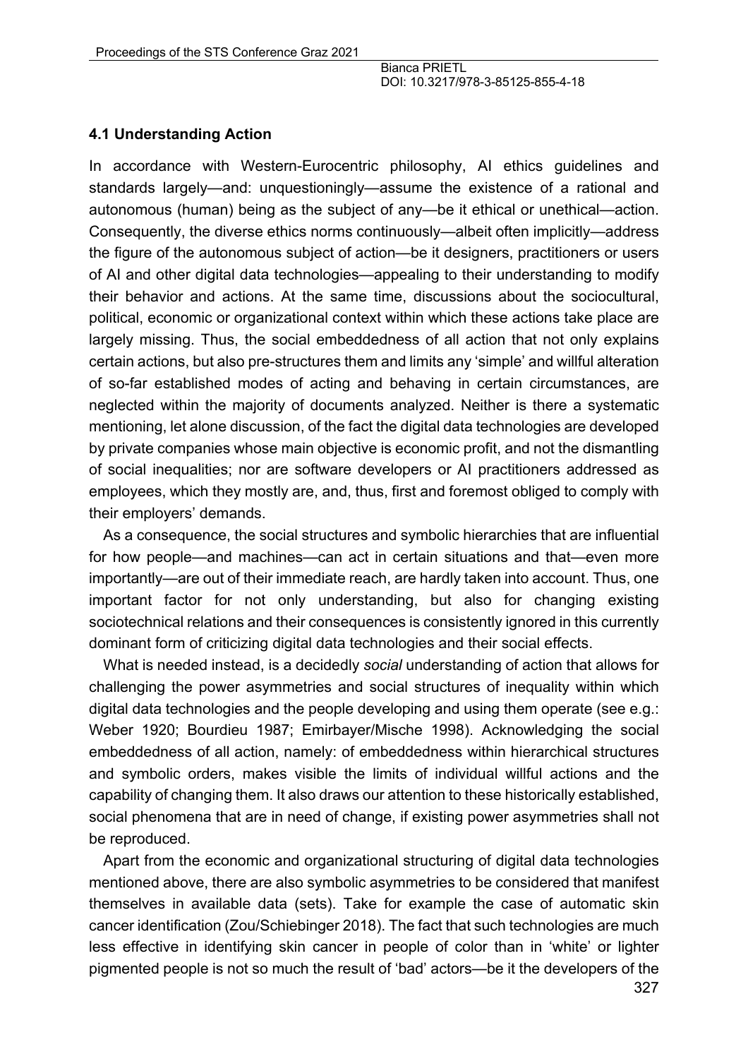### 4.1 Understanding Action

In accordance with Western-Eurocentric philosophy, AI ethics guidelines and standards largely—and: unquestioningly—assume the existence of a rational and autonomous (human) being as the subject of any—be it ethical or unethical—action. Consequently, the diverse ethics norms continuously—albeit often implicitly—address the figure of the autonomous subject of action—be it designers, practitioners or users of AI and other digital data technologies—appealing to their understanding to modify their behavior and actions. At the same time, discussions about the sociocultural, political, economic or organizational context within which these actions take place are largely missing. Thus, the social embeddedness of all action that not only explains certain actions, but also pre-structures them and limits any 'simple' and willful alteration of so-far established modes of acting and behaving in certain circumstances, are neglected within the majority of documents analyzed. Neither is there a systematic mentioning, let alone discussion, of the fact the digital data technologies are developed by private companies whose main objective is economic profit, and not the dismantling of social inequalities; nor are software developers or AI practitioners addressed as employees, which they mostly are, and, thus, first and foremost obliged to comply with their employers' demands.

As a consequence, the social structures and symbolic hierarchies that are influential for how people—and machines—can act in certain situations and that—even more importantly—are out of their immediate reach, are hardly taken into account. Thus, one important factor for not only understanding, but also for changing existing sociotechnical relations and their consequences is consistently ignored in this currently dominant form of criticizing digital data technologies and their social effects.

What is needed instead, is a decidedly *social* understanding of action that allows for challenging the power asymmetries and social structures of inequality within which digital data technologies and the people developing and using them operate (see e.g.: Weber 1920; Bourdieu 1987; Emirbayer/Mische 1998). Acknowledging the social embeddedness of all action, namely: of embeddedness within hierarchical structures and symbolic orders, makes visible the limits of individual willful actions and the capability of changing them. It also draws our attention to these historically established, social phenomena that are in need of change, if existing power asymmetries shall not be reproduced.

Apart from the economic and organizational structuring of digital data technologies mentioned above, there are also symbolic asymmetries to be considered that manifest themselves in available data (sets). Take for example the case of automatic skin cancer identification (Zou/Schiebinger 2018). The fact that such technologies are much less effective in identifying skin cancer in people of color than in 'white' or lighter pigmented people is not so much the result of 'bad' actors—be it the developers of the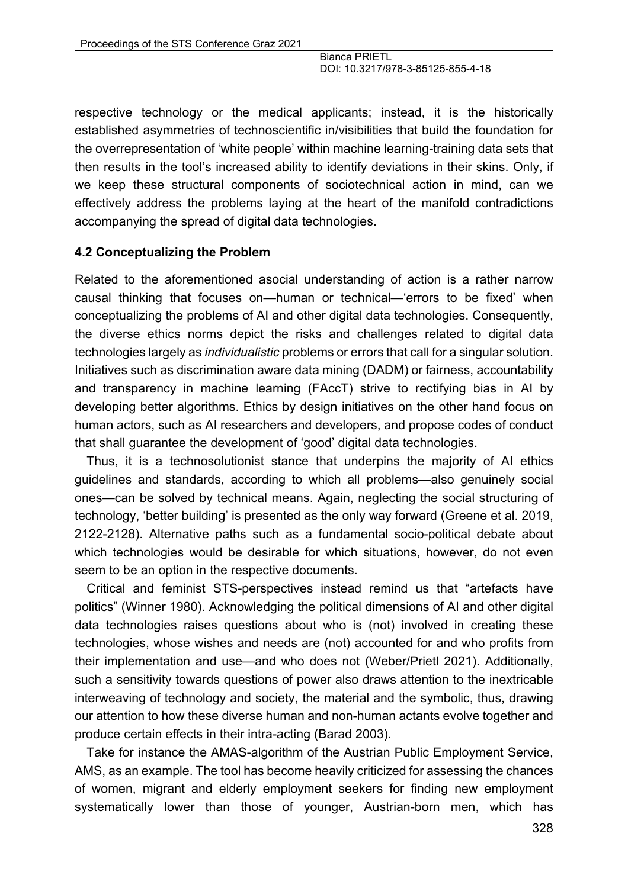respective technology or the medical applicants; instead, it is the historically established asymmetries of technoscientific in/visibilities that build the foundation for the overrepresentation of 'white people' within machine learning-training data sets that then results in the tool's increased ability to identify deviations in their skins. Only, if we keep these structural components of sociotechnical action in mind, can we effectively address the problems laying at the heart of the manifold contradictions accompanying the spread of digital data technologies.

### 4.2 Conceptualizing the Problem

Related to the aforementioned asocial understanding of action is a rather narrow causal thinking that focuses on—human or technical—'errors to be fixed' when conceptualizing the problems of AI and other digital data technologies. Consequently, the diverse ethics norms depict the risks and challenges related to digital data technologies largely as *individualistic* problems or errors that call for a singular solution. Initiatives such as discrimination aware data mining (DADM) or fairness, accountability and transparency in machine learning (FAccT) strive to rectifying bias in AI by developing better algorithms. Ethics by design initiatives on the other hand focus on human actors, such as AI researchers and developers, and propose codes of conduct that shall guarantee the development of 'good' digital data technologies.

Thus, it is a technosolutionist stance that underpins the majority of AI ethics guidelines and standards, according to which all problems—also genuinely social ones—can be solved by technical means. Again, neglecting the social structuring of technology, 'better building' is presented as the only way forward (Greene et al. 2019, 2122-2128). Alternative paths such as a fundamental socio-political debate about which technologies would be desirable for which situations, however, do not even seem to be an option in the respective documents.

Critical and feminist STS-perspectives instead remind us that "artefacts have politics" (Winner 1980). Acknowledging the political dimensions of AI and other digital data technologies raises questions about who is (not) involved in creating these technologies, whose wishes and needs are (not) accounted for and who profits from their implementation and use—and who does not (Weber/Prietl 2021). Additionally, such a sensitivity towards questions of power also draws attention to the inextricable interweaving of technology and society, the material and the symbolic, thus, drawing our attention to how these diverse human and non-human actants evolve together and produce certain effects in their intra-acting (Barad 2003).

Take for instance the AMAS-algorithm of the Austrian Public Employment Service, AMS, as an example. The tool has become heavily criticized for assessing the chances of women, migrant and elderly employment seekers for finding new employment systematically lower than those of younger, Austrian-born men, which has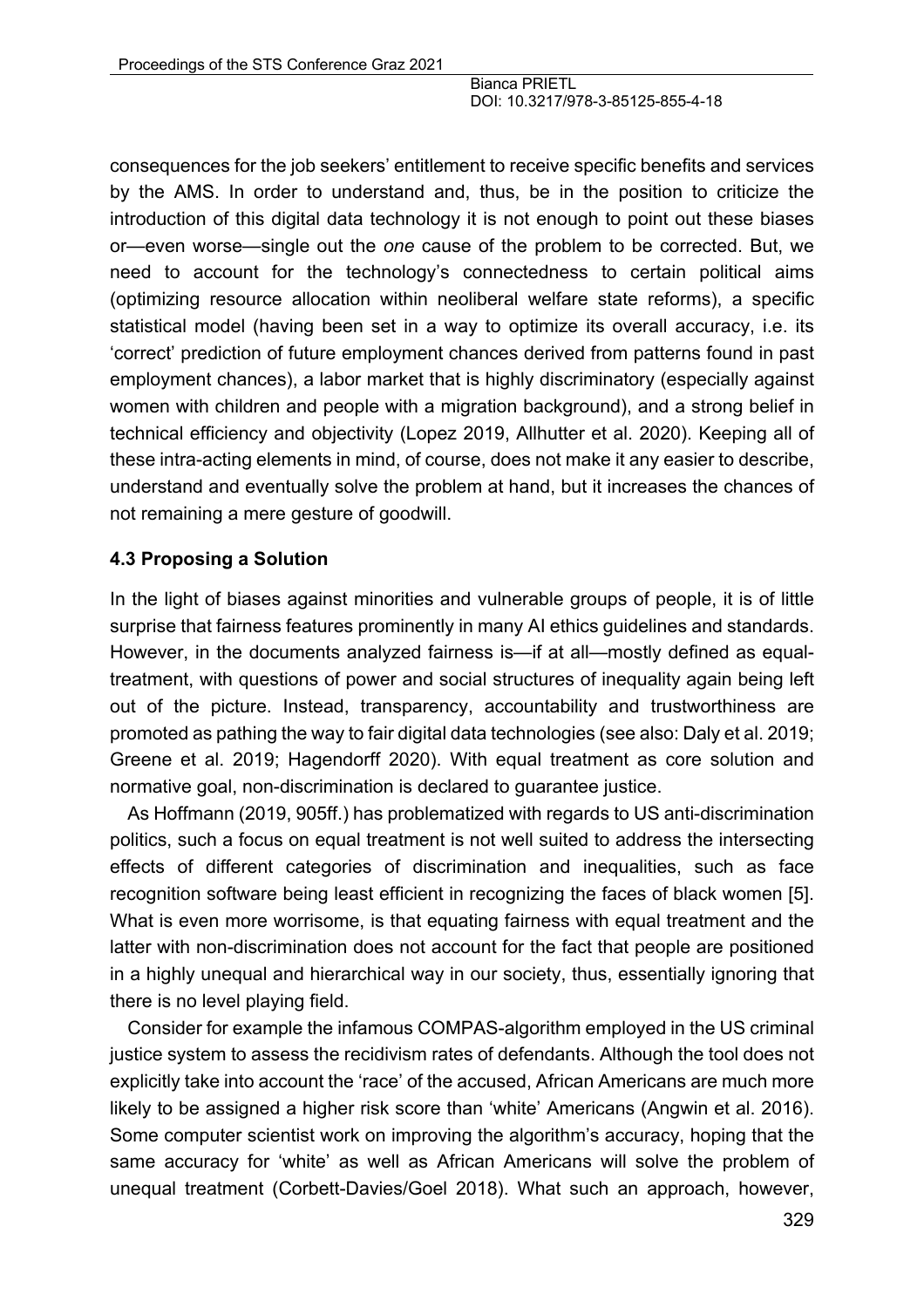consequences for the job seekers' entitlement to receive specific benefits and services by the AMS. In order to understand and, thus, be in the position to criticize the introduction of this digital data technology it is not enough to point out these biases or—even worse—single out the *one* cause of the problem to be corrected. But, we need to account for the technology's connectedness to certain political aims (optimizing resource allocation within neoliberal welfare state reforms), a specific statistical model (having been set in a way to optimize its overall accuracy, i.e. its 'correct' prediction of future employment chances derived from patterns found in past employment chances), a labor market that is highly discriminatory (especially against women with children and people with a migration background), and a strong belief in technical efficiency and objectivity (Lopez 2019, Allhutter et al. 2020). Keeping all of these intra-acting elements in mind, of course, does not make it any easier to describe, understand and eventually solve the problem at hand, but it increases the chances of not remaining a mere gesture of goodwill.

### 4.3 Proposing a Solution

In the light of biases against minorities and vulnerable groups of people, it is of little surprise that fairness features prominently in many AI ethics guidelines and standards. However, in the documents analyzed fairness is—if at all—mostly defined as equal-treatment, with questions of power and social structures of inequality again being left out of the picture. Instead, transparency, accountability and trustworthiness are promoted as pathing the way to fair digital data technologies (see also: Daly et al. 2019; Greene et al. 2019; Hagendorff 2020). With equal treatment as core solution and normative goal, non-discrimination is declared to guarantee justice.

As Hoffmann (2019, 905ff.) has problematized with regards to US anti-discrimination politics, such a focus on equal treatment is not well suited to address the intersecting effects of different categories of discrimination and inequalities, such as face recognition software being least efficient in recognizing the faces of black women [5]. What is even more worrisome, is that equating fairness with equal treatment and the latter with non-discrimination does not account for the fact that people are positioned in a highly unequal and hierarchical way in our society, thus, essentially ignoring that there is no level playing field.

Consider for example the infamous COMPAS-algorithm employed in the US criminal justice system to assess the recidivism rates of defendants. Although the tool does not explicitly take into account the 'race' of the accused, African Americans are much more likely to be assigned a higher risk score than 'white' Americans (Angwin et al. 2016). Some computer scientist work on improving the algorithm's accuracy, hoping that the same accuracy for 'white' as well as African Americans will solve the problem of unequal treatment (Corbett-Davies/Goel 2018). What such an approach, however,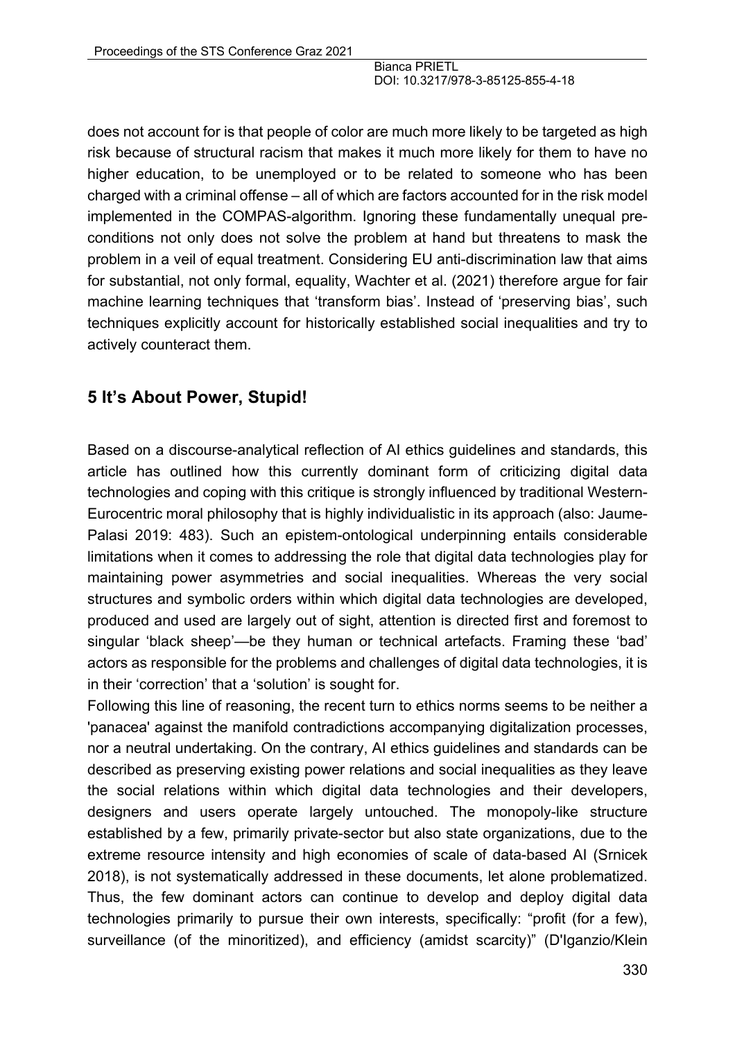does not account for is that people of color are much more likely to be targeted as high risk because of structural racism that makes it much more likely for them to have no higher education, to be unemployed or to be related to someone who has been charged with a criminal offense – all of which are factors accounted for in the risk model implemented in the COMPAS-algorithm. Ignoring these fundamentally unequal pre-conditions not only does not solve the problem at hand but threatens to mask the problem in a veil of equal treatment. Considering EU anti-discrimination law that aims for substantial, not only formal, equality, Wachter et al. (2021) therefore argue for fair machine learning techniques that 'transform bias'. Instead of 'preserving bias', such techniques explicitly account for historically established social inequalities and try to actively counteract them.

## 5 It's About Power, Stupid!

Based on a discourse-analytical reflection of AI ethics guidelines and standards, this article has outlined how this currently dominant form of criticizing digital data technologies and coping with this critique is strongly influenced by traditional Western-Eurocentric moral philosophy that is highly individualistic in its approach (also: Jaume-Palasi 2019: 483). Such an epistem-ontological underpinning entails considerable limitations when it comes to addressing the role that digital data technologies play for maintaining power asymmetries and social inequalities. Whereas the very social structures and symbolic orders within which digital data technologies are developed, produced and used are largely out of sight, attention is directed first and foremost to singular 'black sheep'—be they human or technical artefacts. Framing these 'bad' actors as responsible for the problems and challenges of digital data technologies, it is in their 'correction' that a 'solution' is sought for.

Following this line of reasoning, the recent turn to ethics norms seems to be neither a 'panacea' against the manifold contradictions accompanying digitalization processes, nor a neutral undertaking. On the contrary, AI ethics guidelines and standards can be described as preserving existing power relations and social inequalities as they leave the social relations within which digital data technologies and their developers, designers and users operate largely untouched. The monopoly-like structure established by a few, primarily private-sector but also state organizations, due to the extreme resource intensity and high economies of scale of data-based AI (Srnicek 2018), is not systematically addressed in these documents, let alone problematized. Thus, the few dominant actors can continue to develop and deploy digital data technologies primarily to pursue their own interests, specifically: "profit (for a few), surveillance (of the minoritized), and efficiency (amidst scarcity)" (D'Iganzio/Klein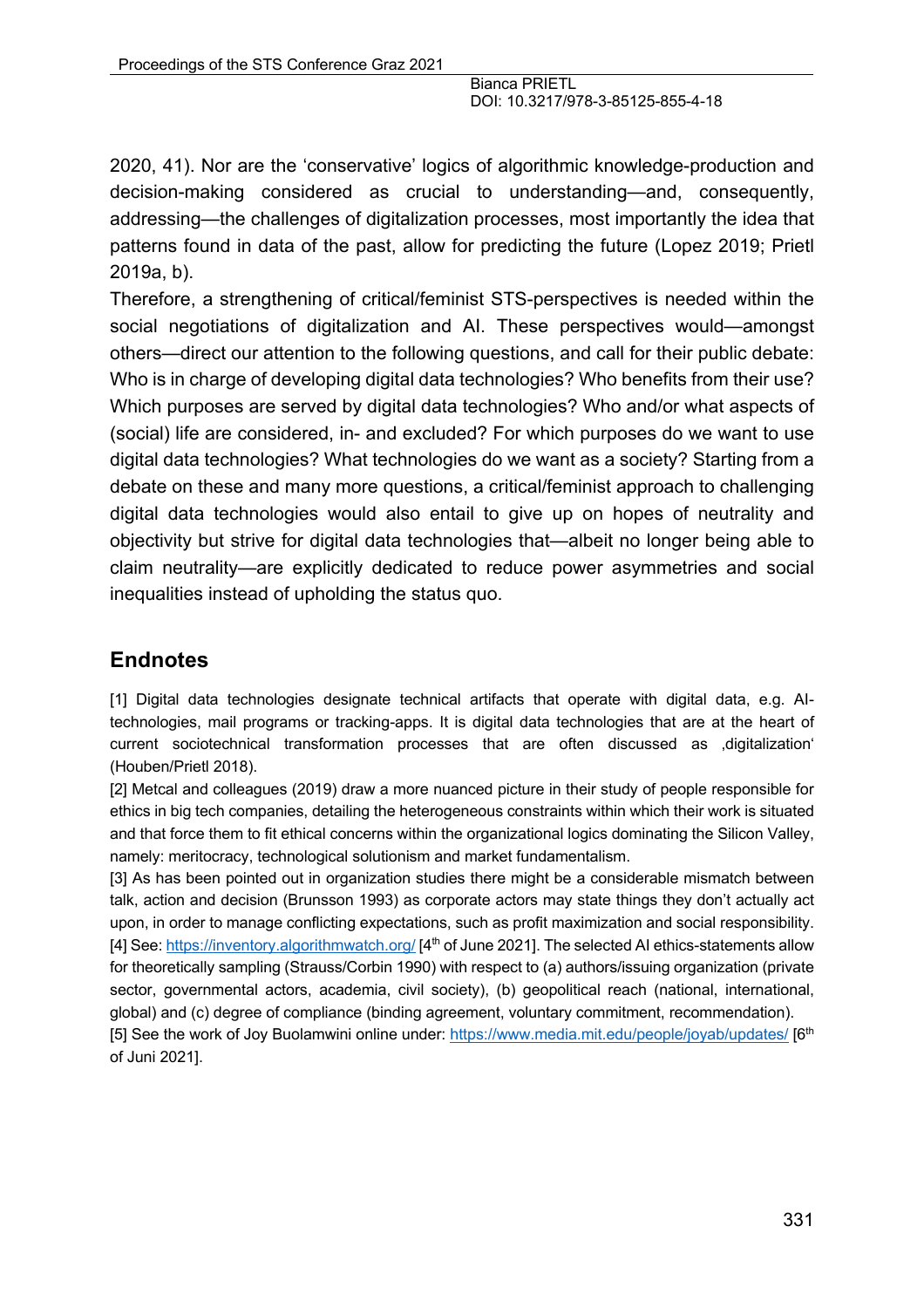2020, 41). Nor are the ‘conservative’ logics of algorithmic knowledge-production and decision-making considered as crucial to understanding—and, consequently, addressing—the challenges of digitalization processes, most importantly the idea that patterns found in data of the past, allow for predicting the future (Lopez 2019; Prietl 2019a, b).

Therefore, a strengthening of critical/feminist STS-perspectives is needed within the social negotiations of digitalization and AI. These perspectives would—amongst others—direct our attention to the following questions, and call for their public debate: Who is in charge of developing digital data technologies? Who benefits from their use? Which purposes are served by digital data technologies? Who and/or what aspects of (social) life are considered, in- and excluded? For which purposes do we want to use digital data technologies? What technologies do we want as a society? Starting from a debate on these and many more questions, a critical/feminist approach to challenging digital data technologies would also entail to give up on hopes of neutrality and objectivity but strive for digital data technologies that—albeit no longer being able to claim neutrality—are explicitly dedicated to reduce power asymmetries and social inequalities instead of upholding the status quo.

## Endnotes

[1] Digital data technologies designate technical artifacts that operate with digital data, e.g. AI-technologies, mail programs or tracking-apps. It is digital data technologies that are at the heart of current sociotechnical transformation processes that are often discussed as ‚digitalization‘ (Houben/Prietl 2018).

[2] Metcal and colleagues (2019) draw a more nuanced picture in their study of people responsible for ethics in big tech companies, detailing the heterogeneous constraints within which their work is situated and that force them to fit ethical concerns within the organizational logics dominating the Silicon Valley, namely: meritocracy, technological solutionism and market fundamentalism.

[3] As has been pointed out in organization studies there might be a considerable mismatch between talk, action and decision (Brunsson 1993) as corporate actors may state things they don’t actually act upon, in order to manage conflicting expectations, such as profit maximization and social responsibility.

[4] See: https://inventory.algorithmwatch.org/ [4th of June 2021]. The selected AI ethics-statements allow for theoretically sampling (Strauss/Corbin 1990) with respect to (a) authors/issuing organization (private sector, governmental actors, academia, civil society), (b) geopolitical reach (national, international, global) and (c) degree of compliance (binding agreement, voluntary commitment, recommendation).

[5] See the work of Joy Buolamwini online under: https://www.media.mit.edu/people/joyab/updates/ [6th of Juni 2021].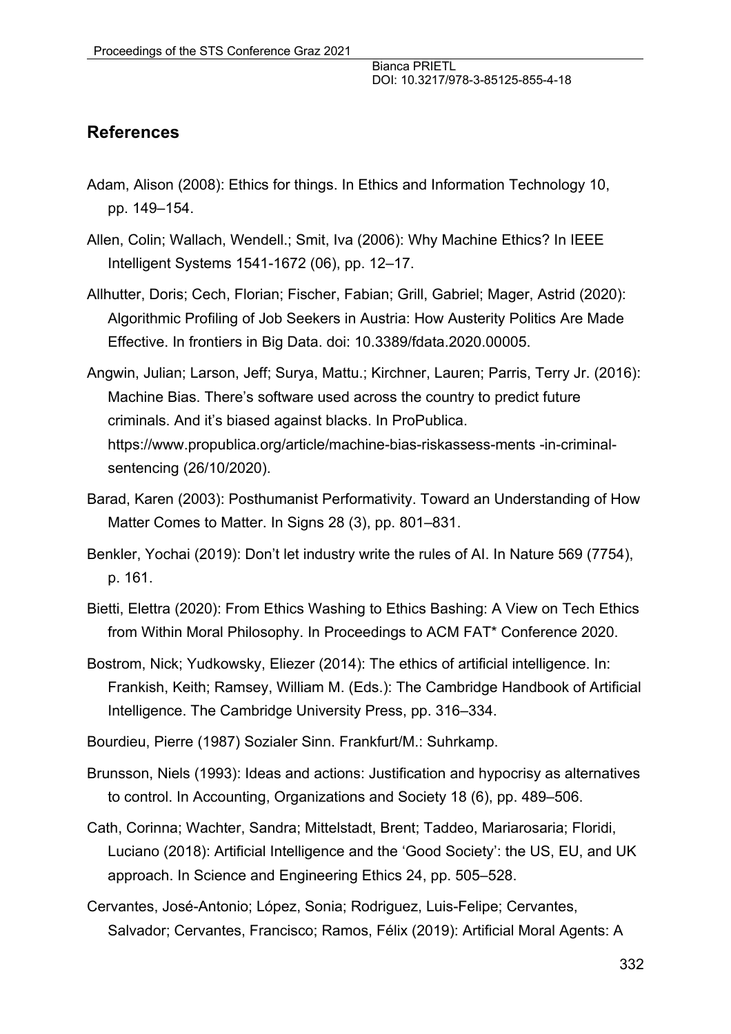## References

Adam, Alison (2008): Ethics for things. In Ethics and Information Technology 10, pp. 149–154.

Allen, Colin; Wallach, Wendell.; Smit, Iva (2006): Why Machine Ethics? In IEEE Intelligent Systems 1541-1672 (06), pp. 12–17.

Allhutter, Doris; Cech, Florian; Fischer, Fabian; Grill, Gabriel; Mager, Astrid (2020): Algorithmic Profiling of Job Seekers in Austria: How Austerity Politics Are Made Effective. In frontiers in Big Data. doi: 10.3389/fdata.2020.00005.

Angwin, Julian; Larson, Jeff; Surya, Mattu.; Kirchner, Lauren; Parris, Terry Jr. (2016): Machine Bias. There's software used across the country to predict future criminals. And it's biased against blacks. In ProPublica. https://www.propublica.org/article/machine-bias-riskassess-ments -in-criminal-sentencing (26/10/2020).

Barad, Karen (2003): Posthumanist Performativity. Toward an Understanding of How Matter Comes to Matter. In Signs 28 (3), pp. 801–831.

Benkler, Yochai (2019): Don't let industry write the rules of AI. In Nature 569 (7754), p. 161.

Bietti, Elettra (2020): From Ethics Washing to Ethics Bashing: A View on Tech Ethics from Within Moral Philosophy. In Proceedings to ACM FAT* Conference 2020.

Bostrom, Nick; Yudkowsky, Eliezer (2014): The ethics of artificial intelligence. In: Frankish, Keith; Ramsey, William M. (Eds.): The Cambridge Handbook of Artificial Intelligence. The Cambridge University Press, pp. 316–334.

Bourdieu, Pierre (1987) Sozialer Sinn. Frankfurt/M.: Suhrkamp.

Brunsson, Niels (1993): Ideas and actions: Justification and hypocrisy as alternatives to control. In Accounting, Organizations and Society 18 (6), pp. 489–506.

Cath, Corinna; Wachter, Sandra; Mittelstadt, Brent; Taddeo, Mariarosaria; Floridi, Luciano (2018): Artificial Intelligence and the 'Good Society': the US, EU, and UK approach. In Science and Engineering Ethics 24, pp. 505–528.

Cervantes, José-Antonio; López, Sonia; Rodriguez, Luis-Felipe; Cervantes, Salvador; Cervantes, Francisco; Ramos, Félix (2019): Artificial Moral Agents: A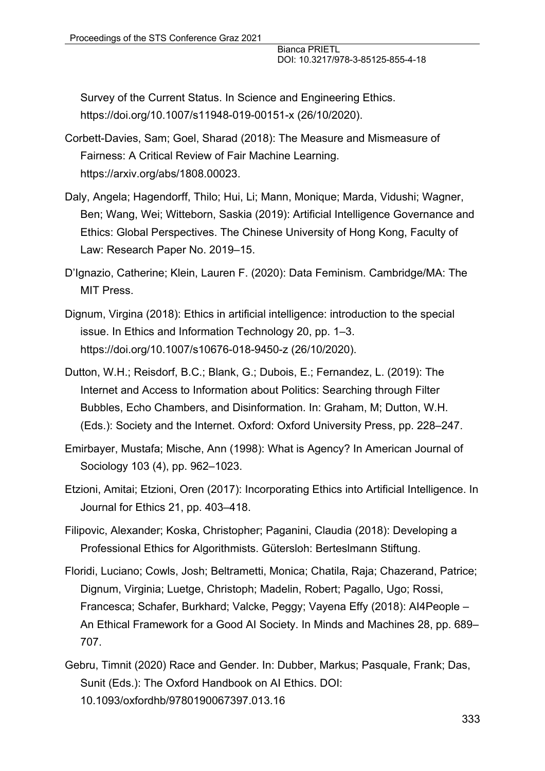Survey of the Current Status. In Science and Engineering Ethics. https://doi.org/10.1007/s11948-019-00151-x (26/10/2020).

Corbett-Davies, Sam; Goel, Sharad (2018): The Measure and Mismeasure of Fairness: A Critical Review of Fair Machine Learning. https://arxiv.org/abs/1808.00023.

Daly, Angela; Hagendorff, Thilo; Hui, Li; Mann, Monique; Marda, Vidushi; Wagner, Ben; Wang, Wei; Witteborn, Saskia (2019): Artificial Intelligence Governance and Ethics: Global Perspectives. The Chinese University of Hong Kong, Faculty of Law: Research Paper No. 2019–15.

D'Ignazio, Catherine; Klein, Lauren F. (2020): Data Feminism. Cambridge/MA: The MIT Press.

Dignum, Virgina (2018): Ethics in artificial intelligence: introduction to the special issue. In Ethics and Information Technology 20, pp. 1–3. https://doi.org/10.1007/s10676-018-9450-z (26/10/2020).

Dutton, W.H.; Reisdorf, B.C.; Blank, G.; Dubois, E.; Fernandez, L. (2019): The Internet and Access to Information about Politics: Searching through Filter Bubbles, Echo Chambers, and Disinformation. In: Graham, M; Dutton, W.H. (Eds.): Society and the Internet. Oxford: Oxford University Press, pp. 228–247.

Emirbayer, Mustafa; Mische, Ann (1998): What is Agency? In American Journal of Sociology 103 (4), pp. 962–1023.

Etzioni, Amitai; Etzioni, Oren (2017): Incorporating Ethics into Artificial Intelligence. In Journal for Ethics 21, pp. 403–418.

Filipovic, Alexander; Koska, Christopher; Paganini, Claudia (2018): Developing a Professional Ethics for Algorithmists. Gütersloh: Berteslmann Stiftung.

Floridi, Luciano; Cowls, Josh; Beltrametti, Monica; Chatila, Raja; Chazerand, Patrice; Dignum, Virginia; Luetge, Christoph; Madelin, Robert; Pagallo, Ugo; Rossi, Francesca; Schafer, Burkhard; Valcke, Peggy; Vayena Effy (2018): AI4People – An Ethical Framework for a Good AI Society. In Minds and Machines 28, pp. 689–707.

Gebru, Timnit (2020) Race and Gender. In: Dubber, Markus; Pasquale, Frank; Das, Sunit (Eds.): The Oxford Handbook on AI Ethics. DOI: 10.1093/oxfordhb/9780190067397.013.16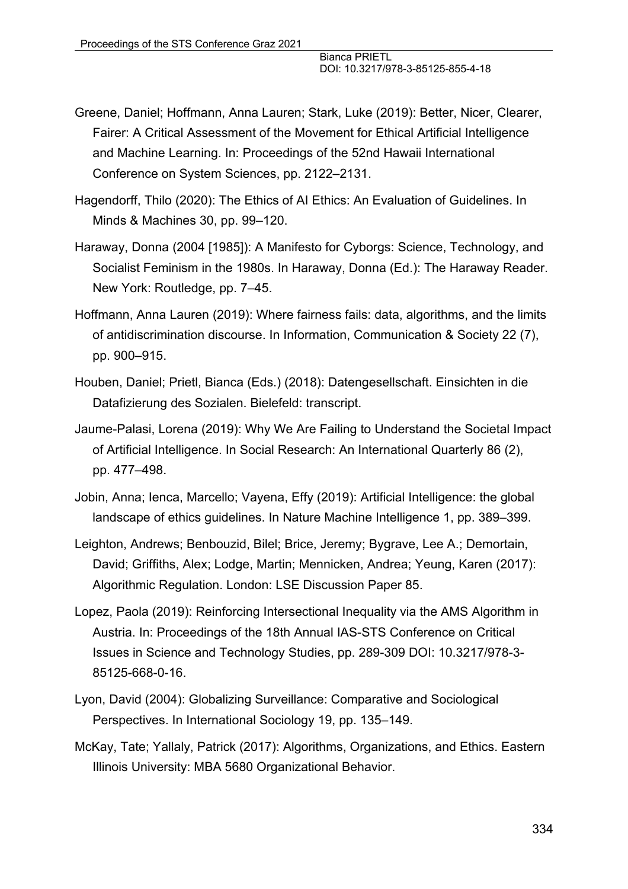Greene, Daniel; Hoffmann, Anna Lauren; Stark, Luke (2019): Better, Nicer, Clearer, Fairer: A Critical Assessment of the Movement for Ethical Artificial Intelligence and Machine Learning. In: Proceedings of the 52nd Hawaii International Conference on System Sciences, pp. 2122–2131.

Hagendorff, Thilo (2020): The Ethics of AI Ethics: An Evaluation of Guidelines. In Minds & Machines 30, pp. 99–120.

Haraway, Donna (2004 [1985]): A Manifesto for Cyborgs: Science, Technology, and Socialist Feminism in the 1980s. In Haraway, Donna (Ed.): The Haraway Reader. New York: Routledge, pp. 7–45.

Hoffmann, Anna Lauren (2019): Where fairness fails: data, algorithms, and the limits of antidiscrimination discourse. In Information, Communication & Society 22 (7), pp. 900–915.

Houben, Daniel; Prietl, Bianca (Eds.) (2018): Datengesellschaft. Einsichten in die Datafizierung des Sozialen. Bielefeld: transcript.

Jaume-Palasi, Lorena (2019): Why We Are Failing to Understand the Societal Impact of Artificial Intelligence. In Social Research: An International Quarterly 86 (2), pp. 477–498.

Jobin, Anna; Ienca, Marcello; Vayena, Effy (2019): Artificial Intelligence: the global landscape of ethics guidelines. In Nature Machine Intelligence 1, pp. 389–399.

Leighton, Andrews; Benbouzid, Bilel; Brice, Jeremy; Bygrave, Lee A.; Demortain, David; Griffiths, Alex; Lodge, Martin; Mennicken, Andrea; Yeung, Karen (2017): Algorithmic Regulation. London: LSE Discussion Paper 85.

Lopez, Paola (2019): Reinforcing Intersectional Inequality via the AMS Algorithm in Austria. In: Proceedings of the 18th Annual IAS-STS Conference on Critical Issues in Science and Technology Studies, pp. 289-309 DOI: 10.3217/978-3-85125-668-0-16.

Lyon, David (2004): Globalizing Surveillance: Comparative and Sociological Perspectives. In International Sociology 19, pp. 135–149.

McKay, Tate; Yallaly, Patrick (2017): Algorithms, Organizations, and Ethics. Eastern Illinois University: MBA 5680 Organizational Behavior.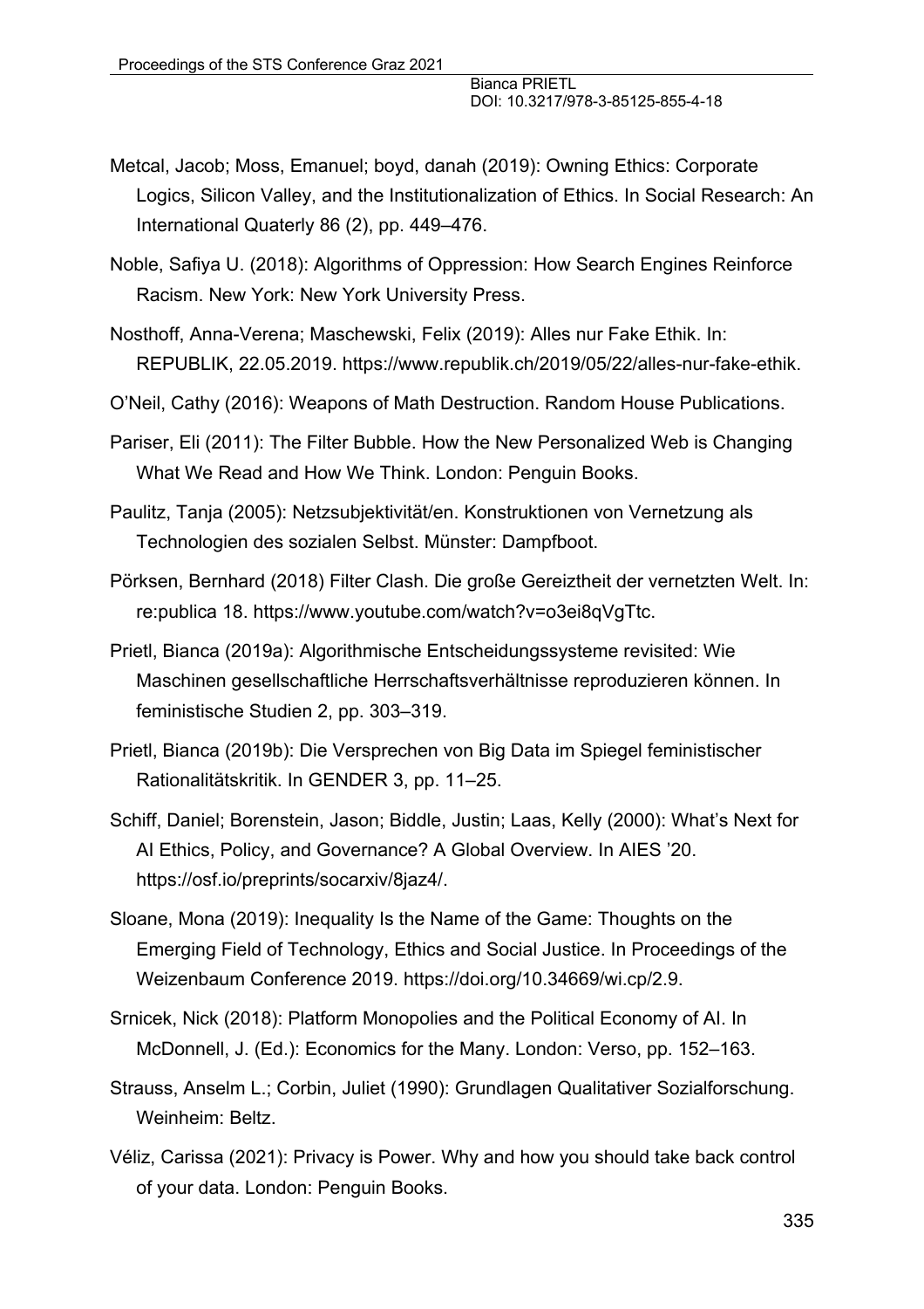Metcal, Jacob; Moss, Emanuel; boyd, danah (2019): Owning Ethics: Corporate Logics, Silicon Valley, and the Institutionalization of Ethics. In Social Research: An International Quaterly 86 (2), pp. 449–476.

Noble, Safiya U. (2018): Algorithms of Oppression: How Search Engines Reinforce Racism. New York: New York University Press.

Nosthoff, Anna-Verena; Maschewski, Felix (2019): Alles nur Fake Ethik. In: REPUBLIK, 22.05.2019. https://www.republik.ch/2019/05/22/alles-nur-fake-ethik.

O'Neil, Cathy (2016): Weapons of Math Destruction. Random House Publications.

Pariser, Eli (2011): The Filter Bubble. How the New Personalized Web is Changing What We Read and How We Think. London: Penguin Books.

Paulitz, Tanja (2005): Netzsubjektivität/en. Konstruktionen von Vernetzung als Technologien des sozialen Selbst. Münster: Dampfboot.

Pörksen, Bernhard (2018) Filter Clash. Die große Gereiztheit der vernetzten Welt. In: re:publica 18. https://www.youtube.com/watch?v=o3ei8qVgTtc.

Prietl, Bianca (2019a): Algorithmische Entscheidungssysteme revisited: Wie Maschinen gesellschaftliche Herrschaftsverhältnisse reproduzieren können. In feministische Studien 2, pp. 303–319.

Prietl, Bianca (2019b): Die Versprechen von Big Data im Spiegel feministischer Rationalitätskritik. In GENDER 3, pp. 11–25.

Schiff, Daniel; Borenstein, Jason; Biddle, Justin; Laas, Kelly (2000): What's Next for AI Ethics, Policy, and Governance? A Global Overview. In AIES '20. https://osf.io/preprints/socarxiv/8jaz4/.

Sloane, Mona (2019): Inequality Is the Name of the Game: Thoughts on the Emerging Field of Technology, Ethics and Social Justice. In Proceedings of the Weizenbaum Conference 2019. https://doi.org/10.34669/wi.cp/2.9.

Srnicek, Nick (2018): Platform Monopolies and the Political Economy of AI. In McDonnell, J. (Ed.): Economics for the Many. London: Verso, pp. 152–163.

Strauss, Anselm L.; Corbin, Juliet (1990): Grundlagen Qualitativer Sozialforschung. Weinheim: Beltz.

Véliz, Carissa (2021): Privacy is Power. Why and how you should take back control of your data. London: Penguin Books.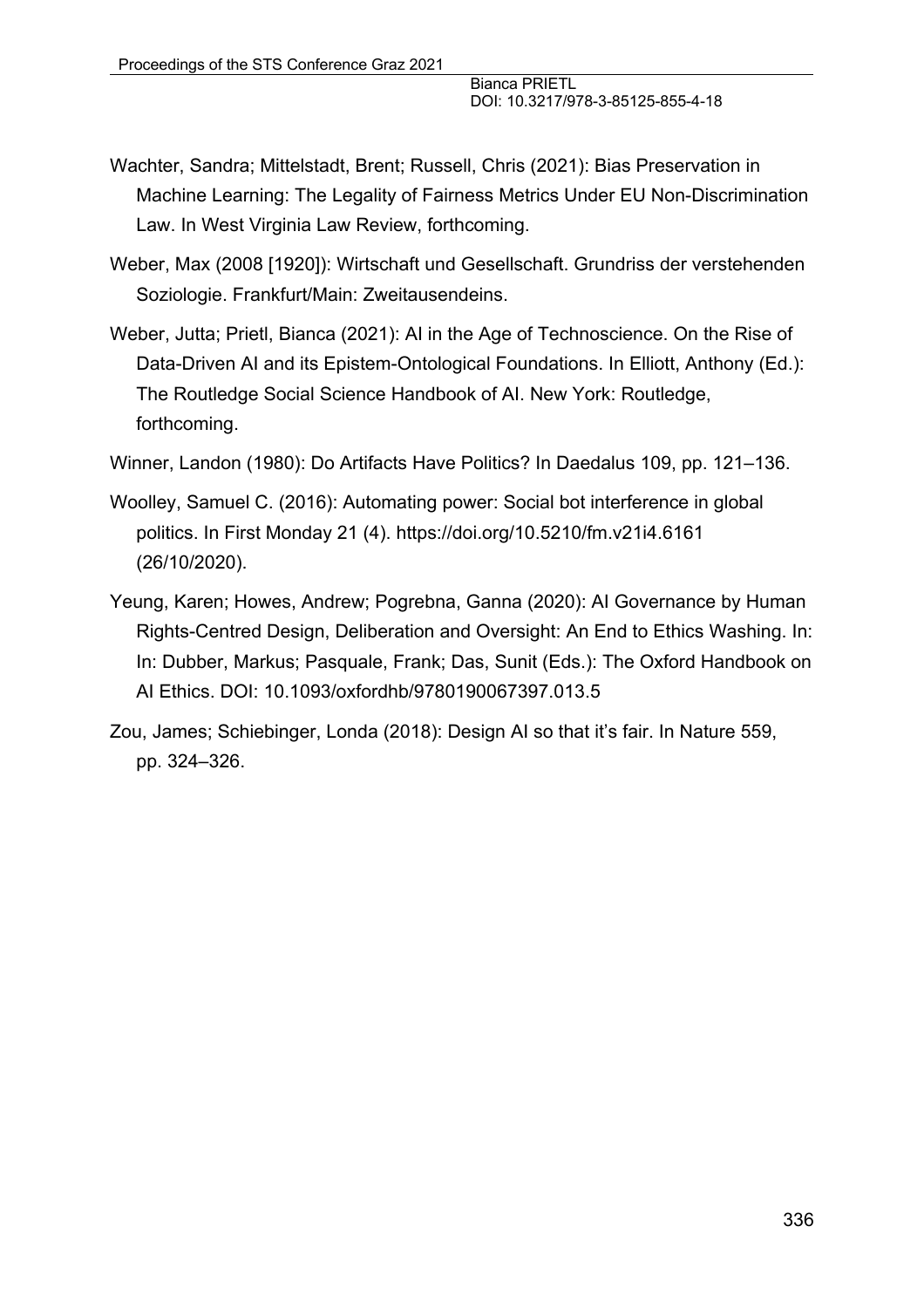Wachter, Sandra; Mittelstadt, Brent; Russell, Chris (2021): Bias Preservation in Machine Learning: The Legality of Fairness Metrics Under EU Non-Discrimination Law. In West Virginia Law Review, forthcoming.

Weber, Max (2008 [1920]): Wirtschaft und Gesellschaft. Grundriss der verstehenden Soziologie. Frankfurt/Main: Zweitausendeins.

Weber, Jutta; Prietl, Bianca (2021): AI in the Age of Technoscience. On the Rise of Data-Driven AI and its Epistem-Ontological Foundations. In Elliott, Anthony (Ed.): The Routledge Social Science Handbook of AI. New York: Routledge, forthcoming.

Winner, Landon (1980): Do Artifacts Have Politics? In Daedalus 109, pp. 121–136.

Woolley, Samuel C. (2016): Automating power: Social bot interference in global politics. In First Monday 21 (4). https://doi.org/10.5210/fm.v21i4.6161 (26/10/2020).

Yeung, Karen; Howes, Andrew; Pogrebna, Ganna (2020): AI Governance by Human Rights-Centred Design, Deliberation and Oversight: An End to Ethics Washing. In: In: Dubber, Markus; Pasquale, Frank; Das, Sunit (Eds.): The Oxford Handbook on AI Ethics. DOI: 10.1093/oxfordhb/9780190067397.013.5

Zou, James; Schiebinger, Londa (2018): Design AI so that it's fair. In Nature 559, pp. 324–326.